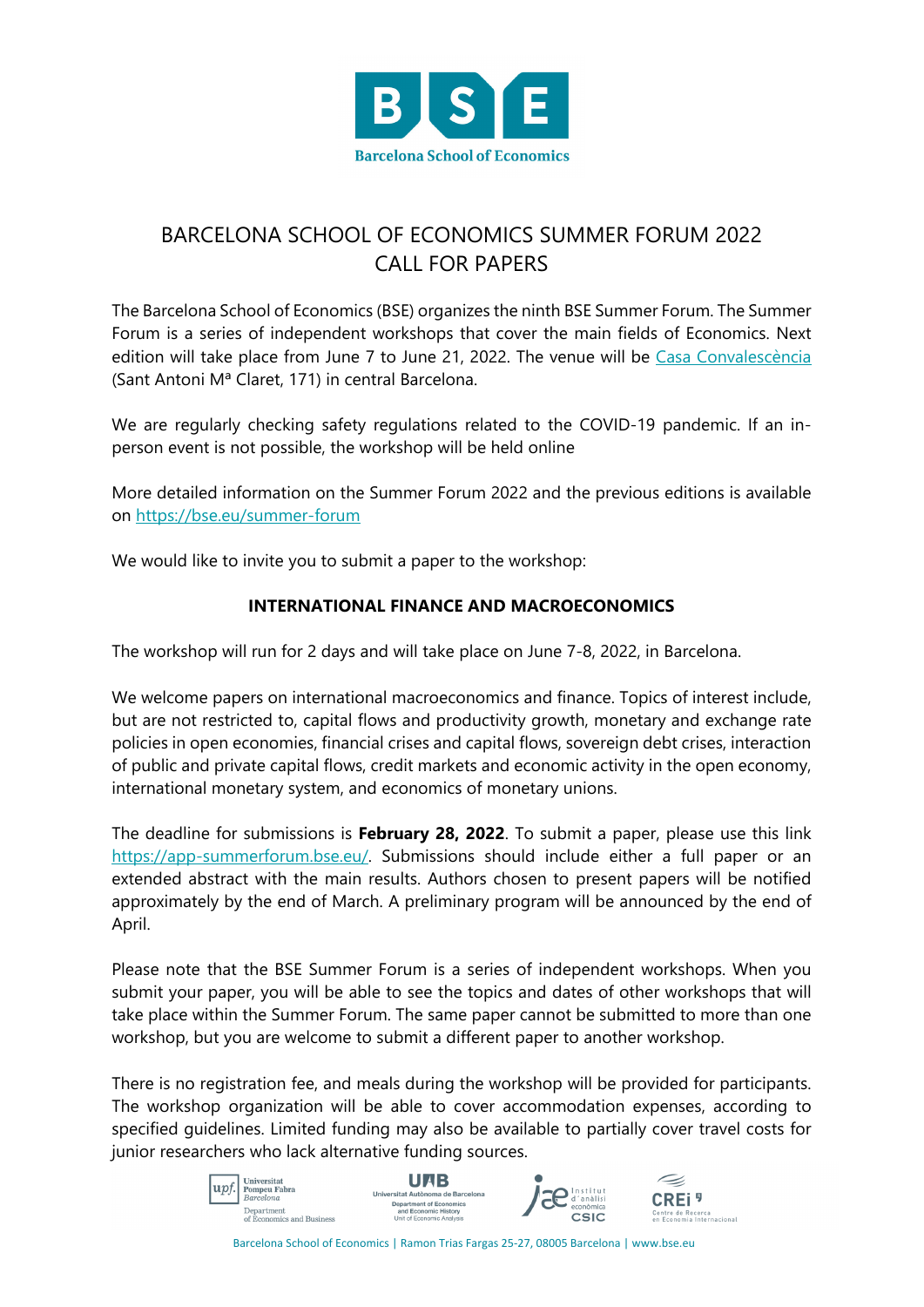# BARCELONA SCHOOL OF ECONOMICS SUMMER FORUM 2022
# CALL FOR PAPERS

The Barcelona School of Economics (BSE) organizes the ninth BSE Summer Forum. The Summer Forum is a series of independent workshops that cover the main fields of Economics. Next edition will take place from June 7 to June 21, 2022. The venue will be [Casa Convalescència](#) (Sant Antoni Mª Claret, 171) in central Barcelona.

We are regularly checking safety regulations related to the COVID-19 pandemic. If an in-person event is not possible, the workshop will be held online

More detailed information on the Summer Forum 2022 and the previous editions is available on https://bse.eu/summer-forum

We would like to invite you to submit a paper to the workshop:

**INTERNATIONAL FINANCE AND MACROECONOMICS**

The workshop will run for 2 days and will take place on June 7-8, 2022, in Barcelona.

We welcome papers on international macroeconomics and finance. Topics of interest include, but are not restricted to, capital flows and productivity growth, monetary and exchange rate policies in open economies, financial crises and capital flows, sovereign debt crises, interaction of public and private capital flows, credit markets and economic activity in the open economy, international monetary system, and economics of monetary unions.

The deadline for submissions is **February 28, 2022**. To submit a paper, please use this link https://app-summerforum.bse.eu/. Submissions should include either a full paper or an extended abstract with the main results. Authors chosen to present papers will be notified approximately by the end of March. A preliminary program will be announced by the end of April.

Please note that the BSE Summer Forum is a series of independent workshops. When you submit your paper, you will be able to see the topics and dates of other workshops that will take place within the Summer Forum. The same paper cannot be submitted to more than one workshop, but you are welcome to submit a different paper to another workshop.

There is no registration fee, and meals during the workshop will be provided for participants. The workshop organization will be able to cover accommodation expenses, according to specified guidelines. Limited funding may also be available to partially cover travel costs for junior researchers who lack alternative funding sources.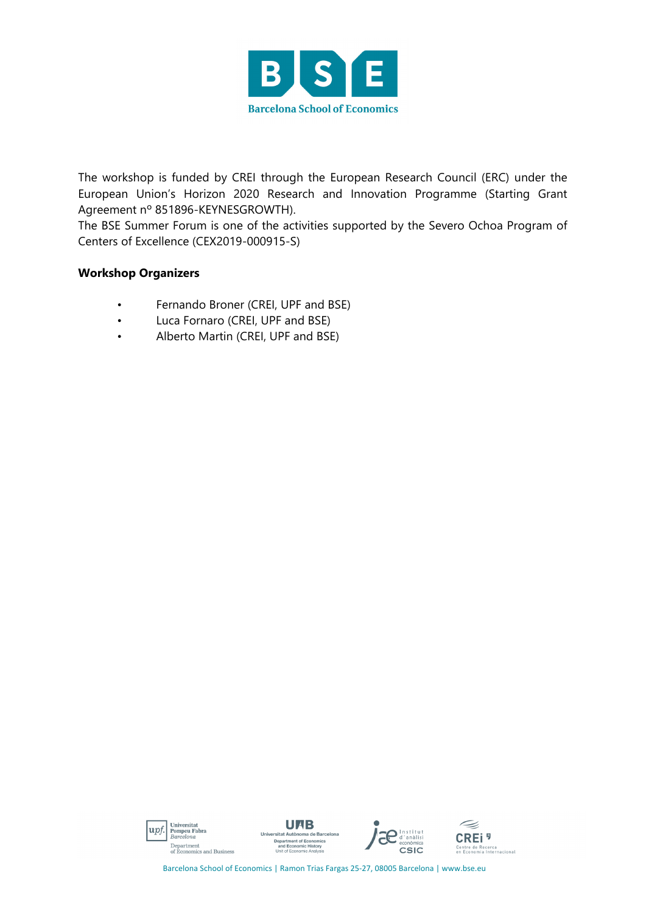The workshop is funded by CREI through the European Research Council (ERC) under the European Union's Horizon 2020 Research and Innovation Programme (Starting Grant Agreement nº 851896-KEYNESGROWTH).
The BSE Summer Forum is one of the activities supported by the Severo Ochoa Program of Centers of Excellence (CEX2019-000915-S)

**Workshop Organizers**

- Fernando Broner (CREI, UPF and BSE)
- Luca Fornaro (CREI, UPF and BSE)
- Alberto Martin (CREI, UPF and BSE)

Barcelona School of Economics | Ramon Trias Fargas 25-27, 08005 Barcelona | www.bse.eu